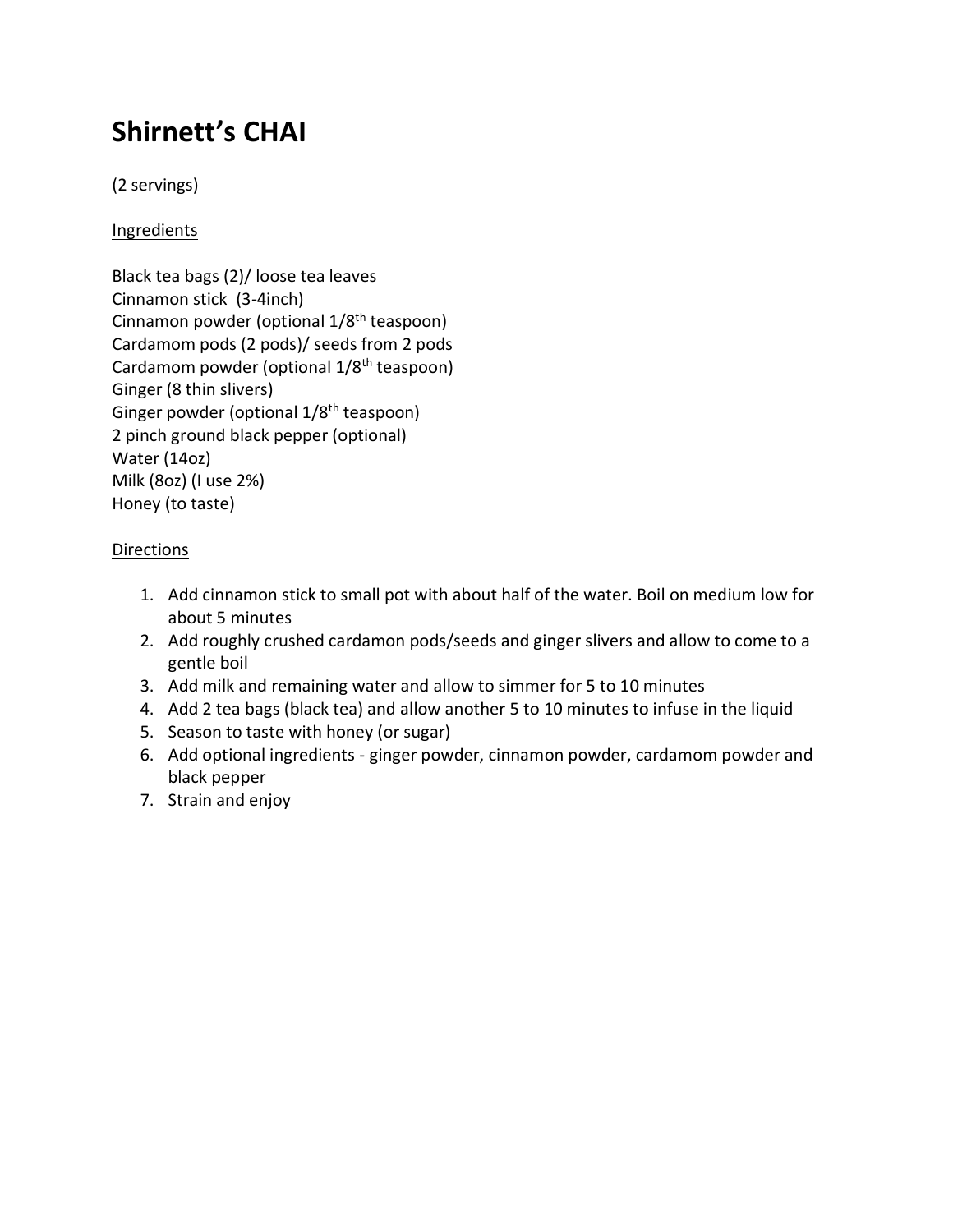# Shirnett's CHAI

(2 servings)

Ingredients

Black tea bags (2)/ loose tea leaves
Cinnamon stick  (3-4inch)
Cinnamon powder (optional 1/8$^{th}$ teaspoon)
Cardamom pods (2 pods)/ seeds from 2 pods
Cardamom powder (optional 1/8$^{th}$ teaspoon)
Ginger (8 thin slivers)
Ginger powder (optional 1/8$^{th}$ teaspoon)
2 pinch ground black pepper (optional)
Water (14oz)
Milk (8oz) (I use 2%)
Honey (to taste)

Directions

1. Add cinnamon stick to small pot with about half of the water. Boil on medium low for about 5 minutes
2. Add roughly crushed cardamon pods/seeds and ginger slivers and allow to come to a gentle boil
3. Add milk and remaining water and allow to simmer for 5 to 10 minutes
4. Add 2 tea bags (black tea) and allow another 5 to 10 minutes to infuse in the liquid
5. Season to taste with honey (or sugar)
6. Add optional ingredients - ginger powder, cinnamon powder, cardamom powder and black pepper
7. Strain and enjoy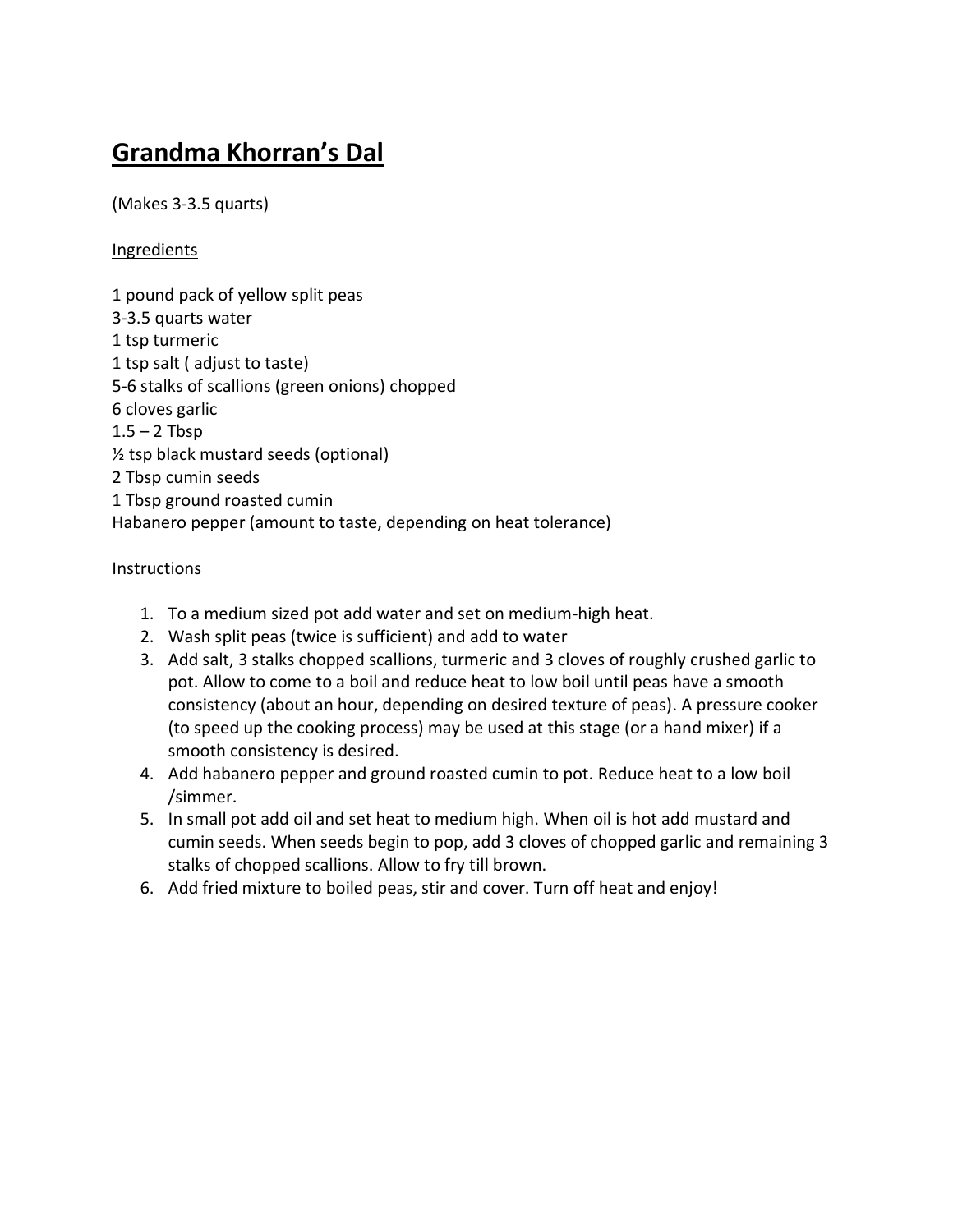# Grandma Khorran's Dal

(Makes 3-3.5 quarts)

## Ingredients

1 pound pack of yellow split peas  
3-3.5 quarts water  
1 tsp turmeric  
1 tsp salt ( adjust to taste)  
5-6 stalks of scallions (green onions) chopped  
6 cloves garlic  
1.5 – 2 Tbsp  
½ tsp black mustard seeds (optional)  
2 Tbsp cumin seeds  
1 Tbsp ground roasted cumin  
Habanero pepper (amount to taste, depending on heat tolerance)

## Instructions

1. To a medium sized pot add water and set on medium-high heat.
2. Wash split peas (twice is sufficient) and add to water
3. Add salt, 3 stalks chopped scallions, turmeric and 3 cloves of roughly crushed garlic to pot. Allow to come to a boil and reduce heat to low boil until peas have a smooth consistency (about an hour, depending on desired texture of peas). A pressure cooker (to speed up the cooking process) may be used at this stage (or a hand mixer) if a smooth consistency is desired.
4. Add habanero pepper and ground roasted cumin to pot. Reduce heat to a low boil /simmer.
5. In small pot add oil and set heat to medium high. When oil is hot add mustard and cumin seeds. When seeds begin to pop, add 3 cloves of chopped garlic and remaining 3 stalks of chopped scallions. Allow to fry till brown.
6. Add fried mixture to boiled peas, stir and cover. Turn off heat and enjoy!